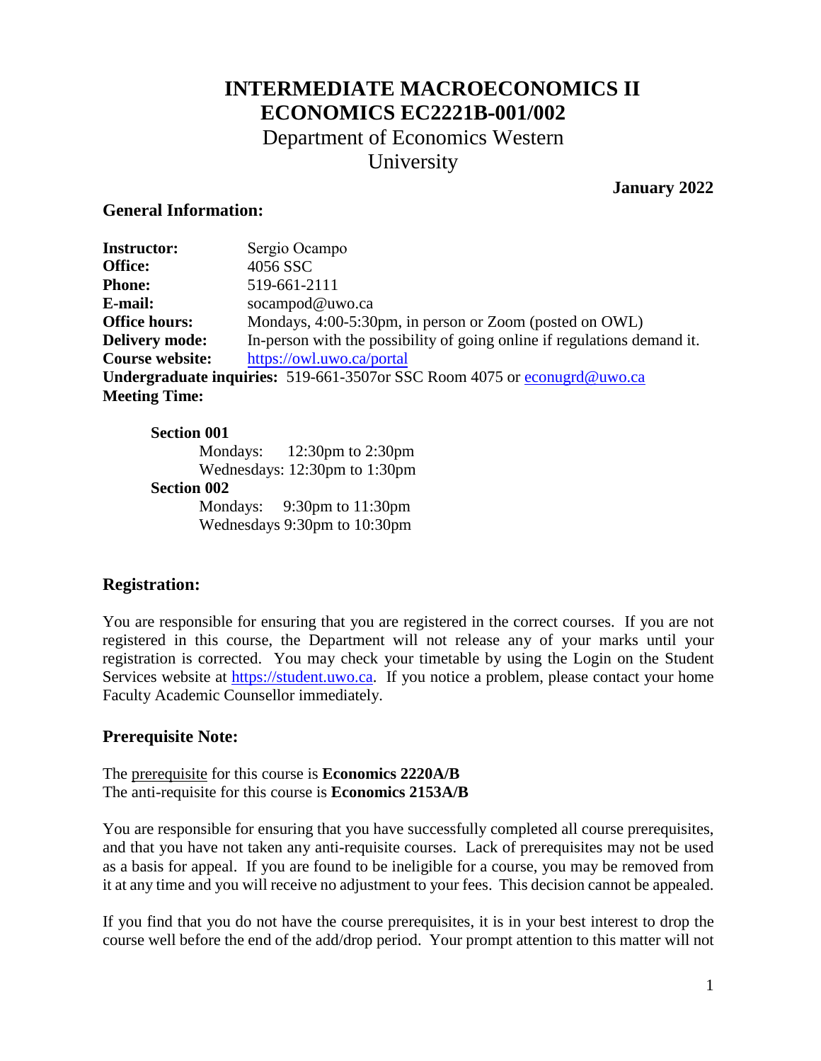# INTERMEDIATE MACROECONOMICS II
# ECONOMICS EC2221B-001/002

## Department of Economics Western University

**January 2022**

### General Information:

**Instructor:** Sergio Ocampo
**Office:** 4056 SSC
**Phone:** 519-661-2111
**E-mail:** socampod@uwo.ca
**Office hours:** Mondays, 4:00-5:30pm, in person or Zoom (posted on OWL)
**Delivery mode:** In-person with the possibility of going online if regulations demand it.
**Course website:** https://owl.uwo.ca/portal
**Undergraduate inquiries:** 519-661-3507or SSC Room 4075 or econugrd@uwo.ca
**Meeting Time:**

**Section 001**
Mondays: 12:30pm to 2:30pm
Wednesdays: 12:30pm to 1:30pm

**Section 002**
Mondays: 9:30pm to 11:30pm
Wednesdays 9:30pm to 10:30pm

### Registration:

You are responsible for ensuring that you are registered in the correct courses. If you are not registered in this course, the Department will not release any of your marks until your registration is corrected. You may check your timetable by using the Login on the Student Services website at https://student.uwo.ca. If you notice a problem, please contact your home Faculty Academic Counsellor immediately.

### Prerequisite Note:

The prerequisite for this course is **Economics 2220A/B**
The anti-requisite for this course is **Economics 2153A/B**

You are responsible for ensuring that you have successfully completed all course prerequisites, and that you have not taken any anti-requisite courses. Lack of prerequisites may not be used as a basis for appeal. If you are found to be ineligible for a course, you may be removed from it at any time and you will receive no adjustment to your fees. This decision cannot be appealed.

If you find that you do not have the course prerequisites, it is in your best interest to drop the course well before the end of the add/drop period. Your prompt attention to this matter will not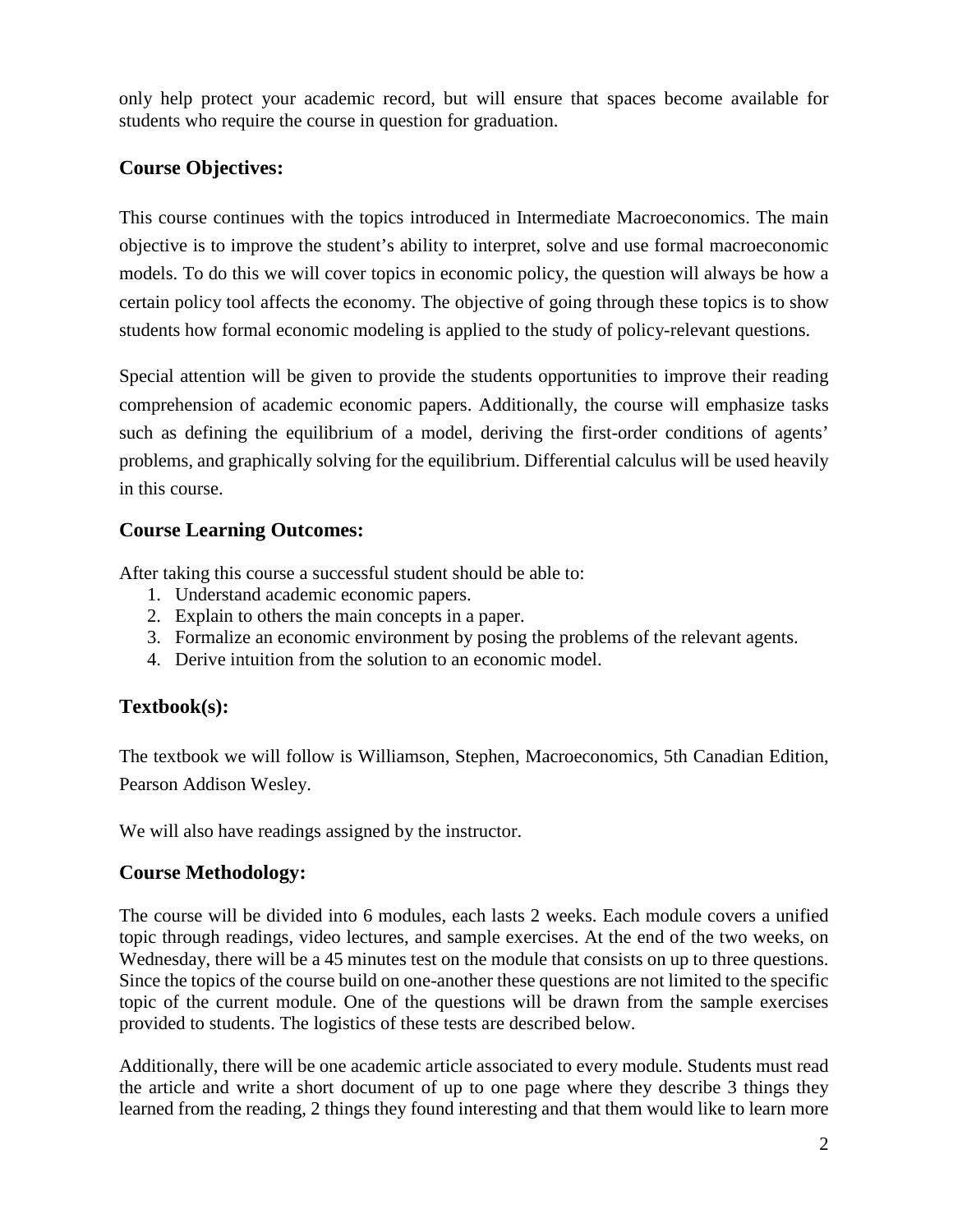only help protect your academic record, but will ensure that spaces become available for students who require the course in question for graduation.

## Course Objectives:

This course continues with the topics introduced in Intermediate Macroeconomics. The main objective is to improve the student's ability to interpret, solve and use formal macroeconomic models. To do this we will cover topics in economic policy, the question will always be how a certain policy tool affects the economy. The objective of going through these topics is to show students how formal economic modeling is applied to the study of policy-relevant questions.

Special attention will be given to provide the students opportunities to improve their reading comprehension of academic economic papers. Additionally, the course will emphasize tasks such as defining the equilibrium of a model, deriving the first-order conditions of agents' problems, and graphically solving for the equilibrium. Differential calculus will be used heavily in this course.

## Course Learning Outcomes:

After taking this course a successful student should be able to:

1. Understand academic economic papers.
2. Explain to others the main concepts in a paper.
3. Formalize an economic environment by posing the problems of the relevant agents.
4. Derive intuition from the solution to an economic model.

## Textbook(s):

The textbook we will follow is Williamson, Stephen, Macroeconomics, 5th Canadian Edition, Pearson Addison Wesley.

We will also have readings assigned by the instructor.

## Course Methodology:

The course will be divided into 6 modules, each lasts 2 weeks. Each module covers a unified topic through readings, video lectures, and sample exercises. At the end of the two weeks, on Wednesday, there will be a 45 minutes test on the module that consists on up to three questions. Since the topics of the course build on one-another these questions are not limited to the specific topic of the current module. One of the questions will be drawn from the sample exercises provided to students. The logistics of these tests are described below.

Additionally, there will be one academic article associated to every module. Students must read the article and write a short document of up to one page where they describe 3 things they learned from the reading, 2 things they found interesting and that them would like to learn more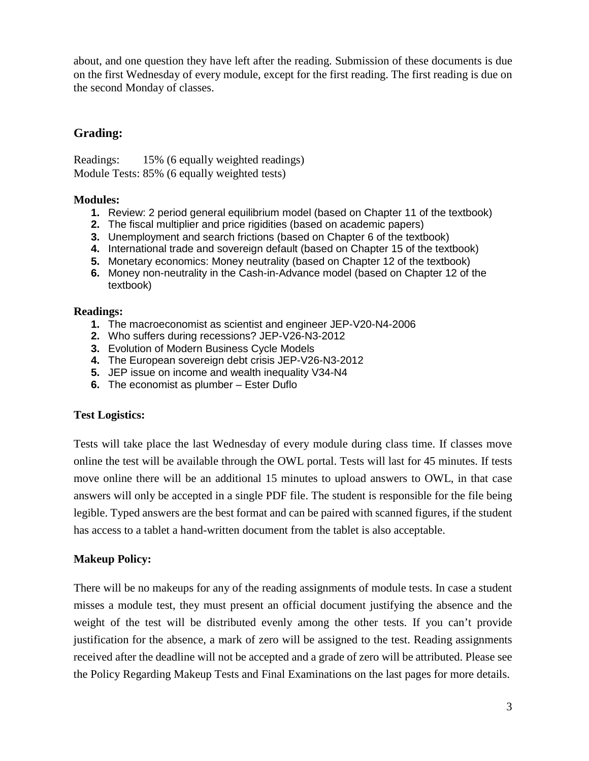about, and one question they have left after the reading. Submission of these documents is due on the first Wednesday of every module, except for the first reading. The first reading is due on the second Monday of classes.

## Grading:

Readings: 15% (6 equally weighted readings)
Module Tests: 85% (6 equally weighted tests)

### Modules:

1. Review: 2 period general equilibrium model (based on Chapter 11 of the textbook)
2. The fiscal multiplier and price rigidities (based on academic papers)
3. Unemployment and search frictions (based on Chapter 6 of the textbook)
4. International trade and sovereign default (based on Chapter 15 of the textbook)
5. Monetary economics: Money neutrality (based on Chapter 12 of the textbook)
6. Money non-neutrality in the Cash-in-Advance model (based on Chapter 12 of the textbook)

### Readings:

1. The macroeconomist as scientist and engineer JEP-V20-N4-2006
2. Who suffers during recessions? JEP-V26-N3-2012
3. Evolution of Modern Business Cycle Models
4. The European sovereign debt crisis JEP-V26-N3-2012
5. JEP issue on income and wealth inequality V34-N4
6. The economist as plumber – Ester Duflo

### Test Logistics:

Tests will take place the last Wednesday of every module during class time. If classes move online the test will be available through the OWL portal. Tests will last for 45 minutes. If tests move online there will be an additional 15 minutes to upload answers to OWL, in that case answers will only be accepted in a single PDF file. The student is responsible for the file being legible. Typed answers are the best format and can be paired with scanned figures, if the student has access to a tablet a hand-written document from the tablet is also acceptable.

### Makeup Policy:

There will be no makeups for any of the reading assignments of module tests. In case a student misses a module test, they must present an official document justifying the absence and the weight of the test will be distributed evenly among the other tests. If you can't provide justification for the absence, a mark of zero will be assigned to the test. Reading assignments received after the deadline will not be accepted and a grade of zero will be attributed. Please see the Policy Regarding Makeup Tests and Final Examinations on the last pages for more details.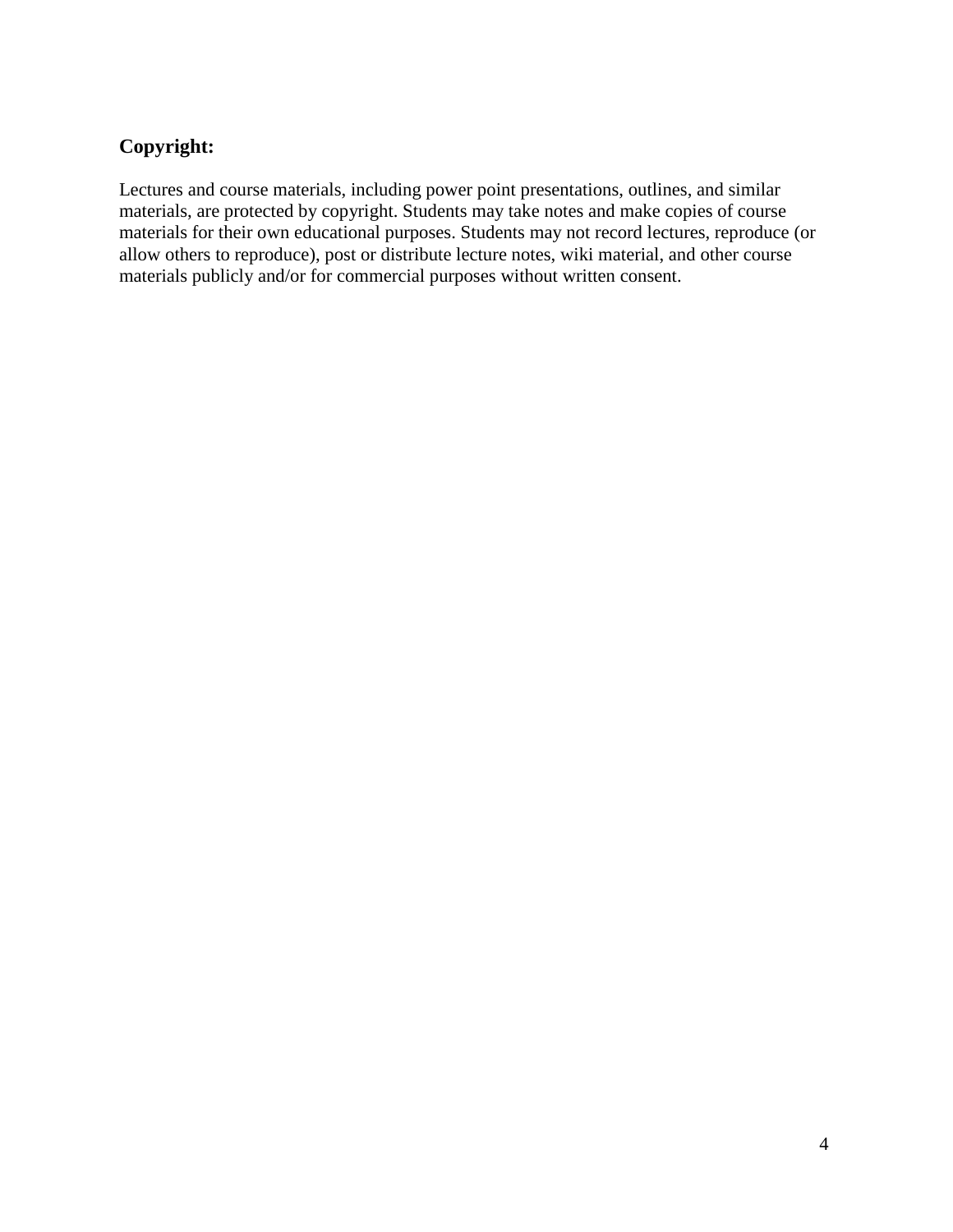**Copyright:**

Lectures and course materials, including power point presentations, outlines, and similar materials, are protected by copyright. Students may take notes and make copies of course materials for their own educational purposes. Students may not record lectures, reproduce (or allow others to reproduce), post or distribute lecture notes, wiki material, and other course materials publicly and/or for commercial purposes without written consent.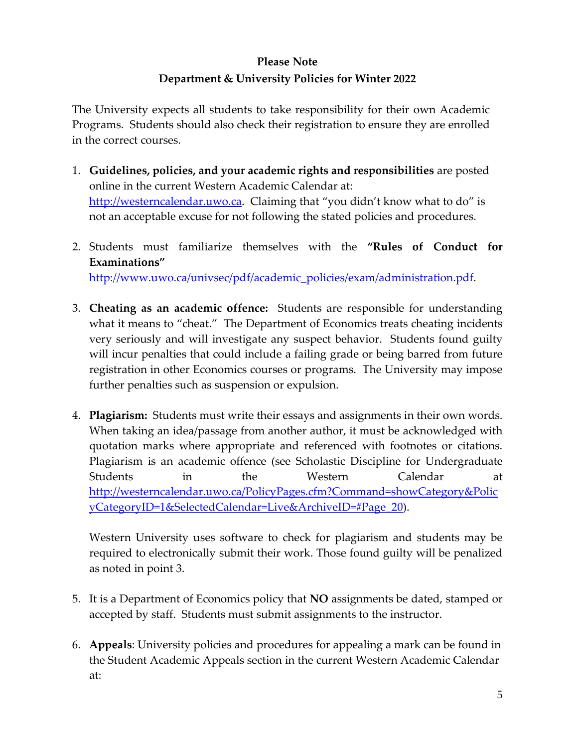**Please Note**
**Department & University Policies for Winter 2022**

The University expects all students to take responsibility for their own Academic Programs. Students should also check their registration to ensure they are enrolled in the correct courses.

1. **Guidelines, policies, and your academic rights and responsibilities** are posted online in the current Western Academic Calendar at: [http://westerncalendar.uwo.ca](http://westerncalendar.uwo.ca). Claiming that "you didn't know what to do" is not an acceptable excuse for not following the stated policies and procedures.

2. Students must familiarize themselves with the **"Rules of Conduct for Examinations"** [http://www.uwo.ca/univsec/pdf/academic_policies/exam/administration.pdf](http://www.uwo.ca/univsec/pdf/academic_policies/exam/administration.pdf).

3. **Cheating as an academic offence:** Students are responsible for understanding what it means to "cheat." The Department of Economics treats cheating incidents very seriously and will investigate any suspect behavior. Students found guilty will incur penalties that could include a failing grade or being barred from future registration in other Economics courses or programs. The University may impose further penalties such as suspension or expulsion.

4. **Plagiarism:** Students must write their essays and assignments in their own words. When taking an idea/passage from another author, it must be acknowledged with quotation marks where appropriate and referenced with footnotes or citations. Plagiarism is an academic offence (see Scholastic Discipline for Undergraduate Students in the Western Calendar at [http://westerncalendar.uwo.ca/PolicyPages.cfm?Command=showCategory&PolicyCategoryID=1&SelectedCalendar=Live&ArchiveID=#Page_20](http://westerncalendar.uwo.ca/PolicyPages.cfm?Command=showCategory&PolicyCategoryID=1&SelectedCalendar=Live&ArchiveID=#Page_20)).

   Western University uses software to check for plagiarism and students may be required to electronically submit their work. Those found guilty will be penalized as noted in point 3.

5. It is a Department of Economics policy that **NO** assignments be dated, stamped or accepted by staff. Students must submit assignments to the instructor.

6. **Appeals**: University policies and procedures for appealing a mark can be found in the Student Academic Appeals section in the current Western Academic Calendar at: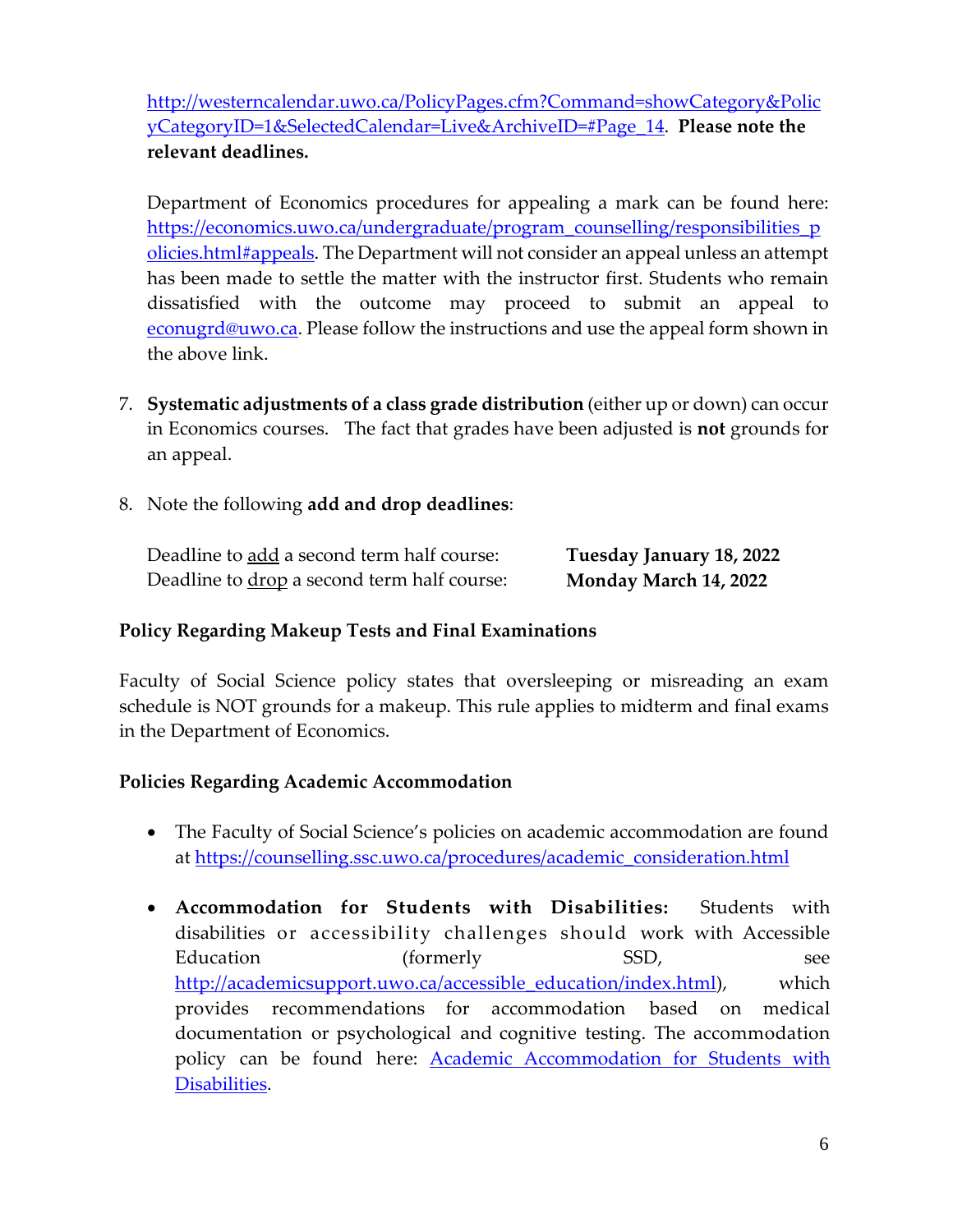http://westerncalendar.uwo.ca/PolicyPages.cfm?Command=showCategory&PolicyCategoryID=1&SelectedCalendar=Live&ArchiveID=#Page_14. **Please note the relevant deadlines.**

Department of Economics procedures for appealing a mark can be found here: https://economics.uwo.ca/undergraduate/program_counselling/responsibilities_policies.html#appeals. The Department will not consider an appeal unless an attempt has been made to settle the matter with the instructor first. Students who remain dissatisfied with the outcome may proceed to submit an appeal to econugrd@uwo.ca. Please follow the instructions and use the appeal form shown in the above link.

7. **Systematic adjustments of a class grade distribution** (either up or down) can occur in Economics courses. The fact that grades have been adjusted is **not** grounds for an appeal.

8. Note the following **add and drop deadlines**:

   | | |
   |---|---|
   | Deadline to add a second term half course: | **Tuesday January 18, 2022** |
   | Deadline to drop a second term half course: | **Monday March 14, 2022** |

### Policy Regarding Makeup Tests and Final Examinations

Faculty of Social Science policy states that oversleeping or misreading an exam schedule is NOT grounds for a makeup. This rule applies to midterm and final exams in the Department of Economics.

### Policies Regarding Academic Accommodation

- The Faculty of Social Science's policies on academic accommodation are found at https://counselling.ssc.uwo.ca/procedures/academic_consideration.html
- **Accommodation for Students with Disabilities:** Students with disabilities or accessibility challenges should work with Accessible Education (formerly SSD, see http://academicsupport.uwo.ca/accessible_education/index.html), which provides recommendations for accommodation based on medical documentation or psychological and cognitive testing. The accommodation policy can be found here: Academic Accommodation for Students with Disabilities.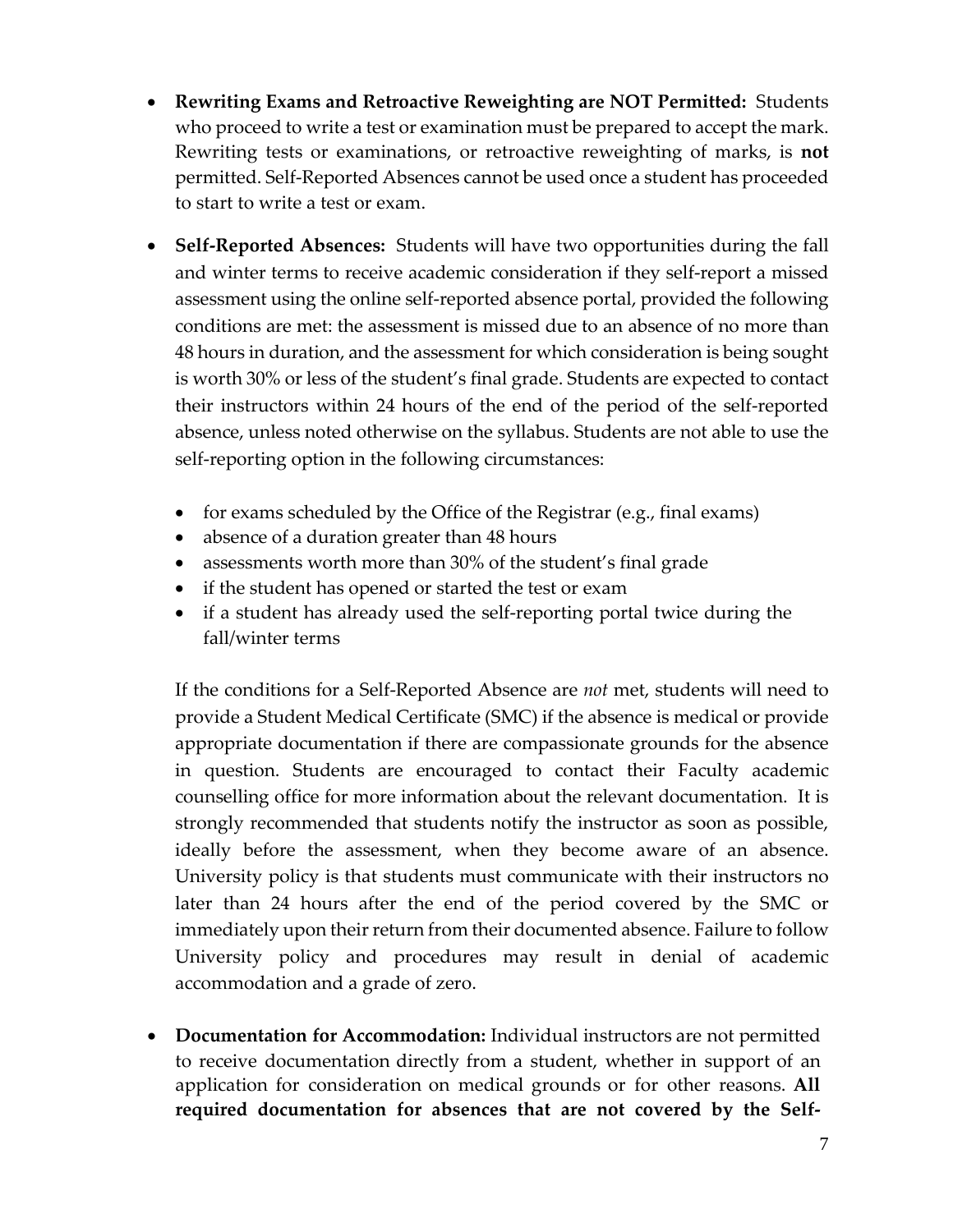- **Rewriting Exams and Retroactive Reweighting are NOT Permitted:** Students who proceed to write a test or examination must be prepared to accept the mark. Rewriting tests or examinations, or retroactive reweighting of marks, is **not** permitted. Self-Reported Absences cannot be used once a student has proceeded to start to write a test or exam.

- **Self-Reported Absences:** Students will have two opportunities during the fall and winter terms to receive academic consideration if they self-report a missed assessment using the online self-reported absence portal, provided the following conditions are met: the assessment is missed due to an absence of no more than 48 hours in duration, and the assessment for which consideration is being sought is worth 30% or less of the student's final grade. Students are expected to contact their instructors within 24 hours of the end of the period of the self-reported absence, unless noted otherwise on the syllabus. Students are not able to use the self-reporting option in the following circumstances:

  - for exams scheduled by the Office of the Registrar (e.g., final exams)
  - absence of a duration greater than 48 hours
  - assessments worth more than 30% of the student's final grade
  - if the student has opened or started the test or exam
  - if a student has already used the self-reporting portal twice during the fall/winter terms

  If the conditions for a Self-Reported Absence are *not* met, students will need to provide a Student Medical Certificate (SMC) if the absence is medical or provide appropriate documentation if there are compassionate grounds for the absence in question. Students are encouraged to contact their Faculty academic counselling office for more information about the relevant documentation. It is strongly recommended that students notify the instructor as soon as possible, ideally before the assessment, when they become aware of an absence. University policy is that students must communicate with their instructors no later than 24 hours after the end of the period covered by the SMC or immediately upon their return from their documented absence. Failure to follow University policy and procedures may result in denial of academic accommodation and a grade of zero.

- **Documentation for Accommodation:** Individual instructors are not permitted to receive documentation directly from a student, whether in support of an application for consideration on medical grounds or for other reasons. **All required documentation for absences that are not covered by the Self-**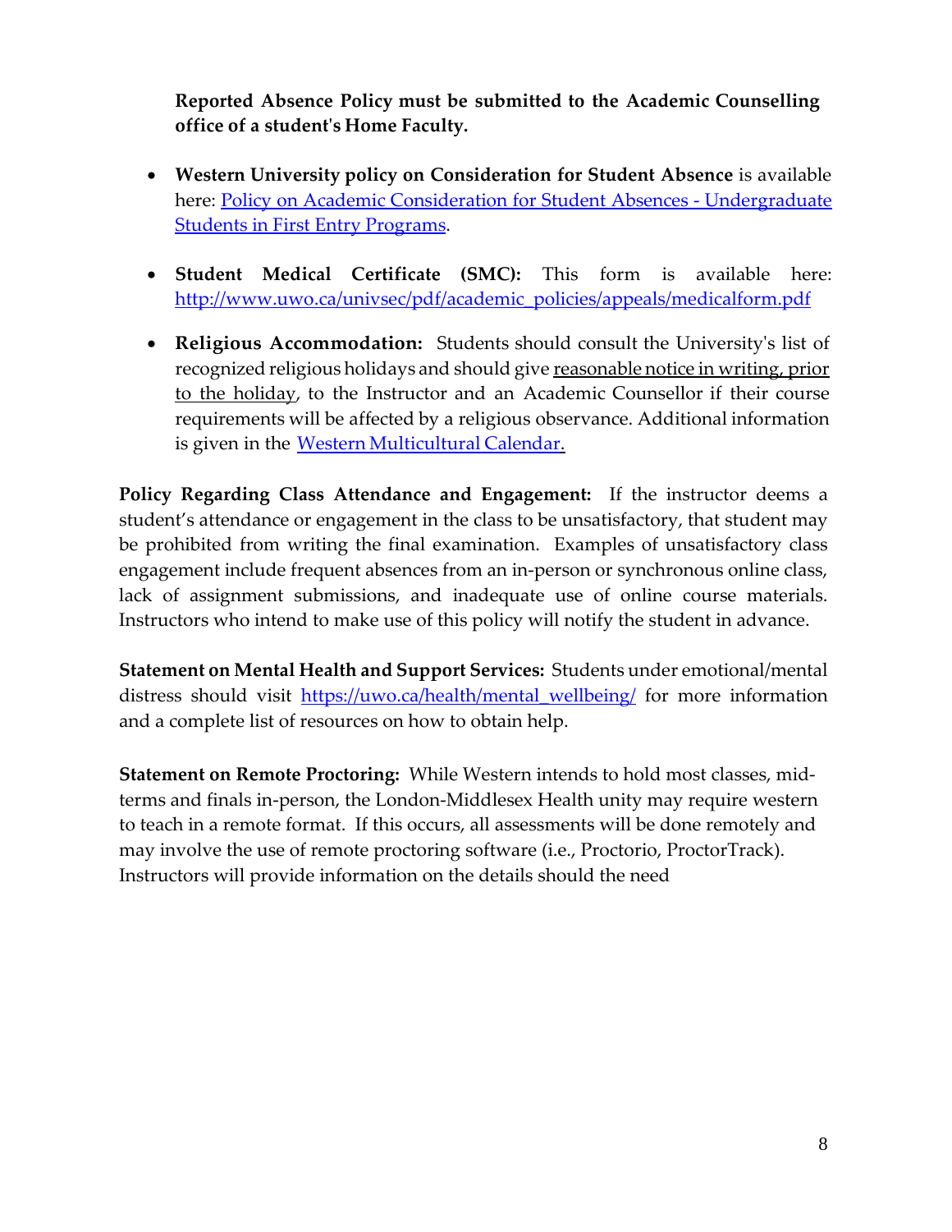**Reported Absence Policy must be submitted to the Academic Counselling office of a student's Home Faculty.**

- **Western University policy on Consideration for Student Absence** is available here: [Policy on Academic Consideration for Student Absences - Undergraduate Students in First Entry Programs](#).

- **Student Medical Certificate (SMC):** This form is available here: [http://www.uwo.ca/univsec/pdf/academic_policies/appeals/medicalform.pdf](http://www.uwo.ca/univsec/pdf/academic_policies/appeals/medicalform.pdf)

- **Religious Accommodation:** Students should consult the University's list of recognized religious holidays and should give <u>reasonable notice in writing, prior to the holiday</u>, to the Instructor and an Academic Counsellor if their course requirements will be affected by a religious observance. Additional information is given in the [Western Multicultural Calendar.](#)

**Policy Regarding Class Attendance and Engagement:** If the instructor deems a student's attendance or engagement in the class to be unsatisfactory, that student may be prohibited from writing the final examination. Examples of unsatisfactory class engagement include frequent absences from an in-person or synchronous online class, lack of assignment submissions, and inadequate use of online course materials. Instructors who intend to make use of this policy will notify the student in advance.

**Statement on Mental Health and Support Services:** Students under emotional/mental distress should visit [https://uwo.ca/health/mental_wellbeing/](https://uwo.ca/health/mental_wellbeing/) for more information and a complete list of resources on how to obtain help.

**Statement on Remote Proctoring:** While Western intends to hold most classes, mid-terms and finals in-person, the London-Middlesex Health unity may require western to teach in a remote format. If this occurs, all assessments will be done remotely and may involve the use of remote proctoring software (i.e., Proctorio, ProctorTrack). Instructors will provide information on the details should the need